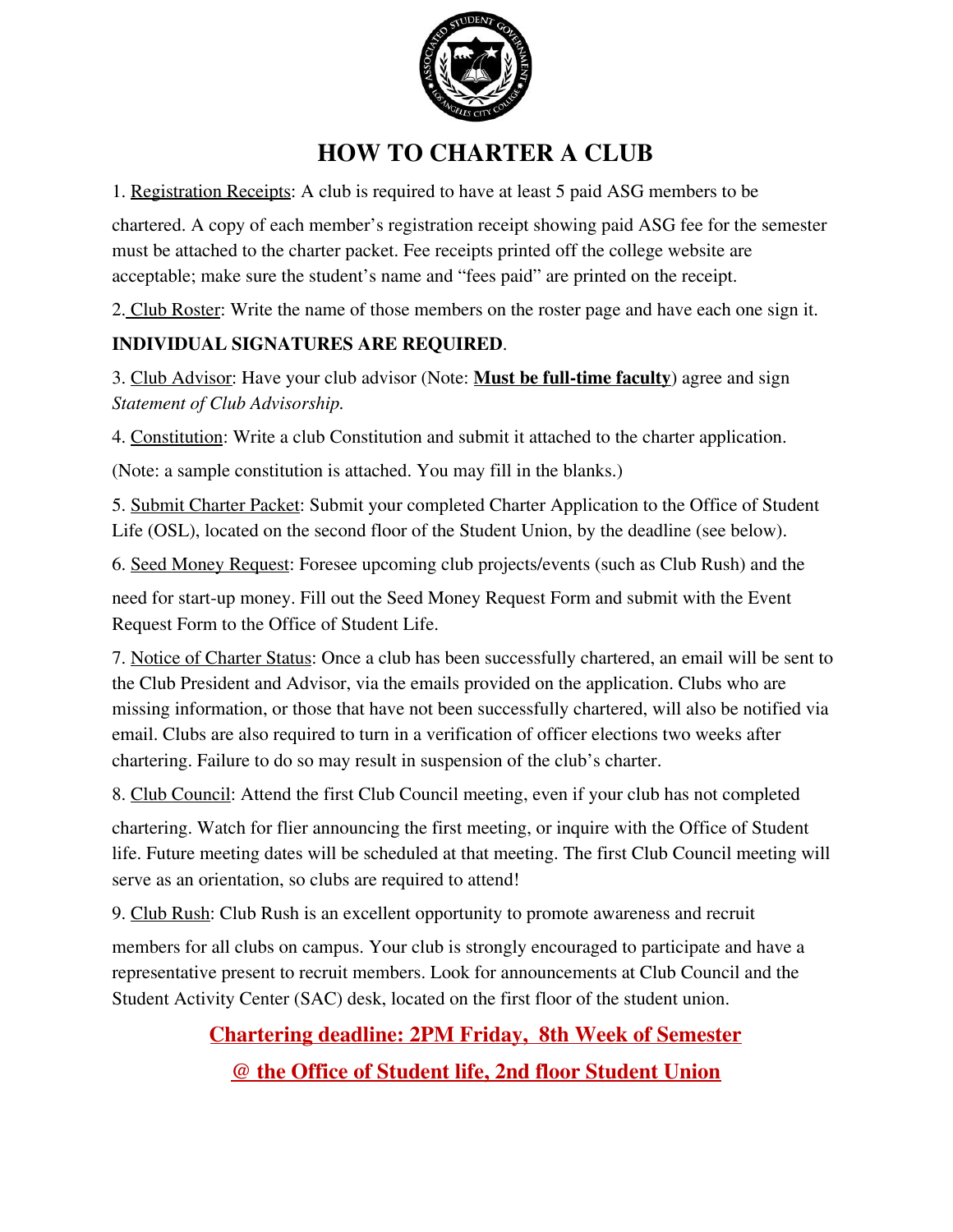# HOW TO CHARTER A CLUB

1. Registration Receipts: A club is required to have at least 5 paid ASG members to be chartered. A copy of each member's registration receipt showing paid ASG fee for the semester must be attached to the charter packet. Fee receipts printed off the college website are acceptable; make sure the student's name and "fees paid" are printed on the receipt.

2. Club Roster: Write the name of those members on the roster page and have each one sign it. **INDIVIDUAL SIGNATURES ARE REQUIRED**.

3. Club Advisor: Have your club advisor (Note: **Must be full-time faculty**) agree and sign *Statement of Club Advisorship.*

4. Constitution: Write a club Constitution and submit it attached to the charter application. (Note: a sample constitution is attached. You may fill in the blanks.)

5. Submit Charter Packet: Submit your completed Charter Application to the Office of Student Life (OSL), located on the second floor of the Student Union, by the deadline (see below).

6. Seed Money Request: Foresee upcoming club projects/events (such as Club Rush) and the need for start-up money. Fill out the Seed Money Request Form and submit with the Event Request Form to the Office of Student Life.

7. Notice of Charter Status: Once a club has been successfully chartered, an email will be sent to the Club President and Advisor, via the emails provided on the application. Clubs who are missing information, or those that have not been successfully chartered, will also be notified via email. Clubs are also required to turn in a verification of officer elections two weeks after chartering. Failure to do so may result in suspension of the club's charter.

8. Club Council: Attend the first Club Council meeting, even if your club has not completed chartering. Watch for flier announcing the first meeting, or inquire with the Office of Student life. Future meeting dates will be scheduled at that meeting. The first Club Council meeting will serve as an orientation, so clubs are required to attend!

9. Club Rush: Club Rush is an excellent opportunity to promote awareness and recruit members for all clubs on campus. Your club is strongly encouraged to participate and have a representative present to recruit members. Look for announcements at Club Council and the Student Activity Center (SAC) desk, located on the first floor of the student union.

**Chartering deadline: 2PM Friday, 8th Week of Semester**

**@ the Office of Student life, 2nd floor Student Union**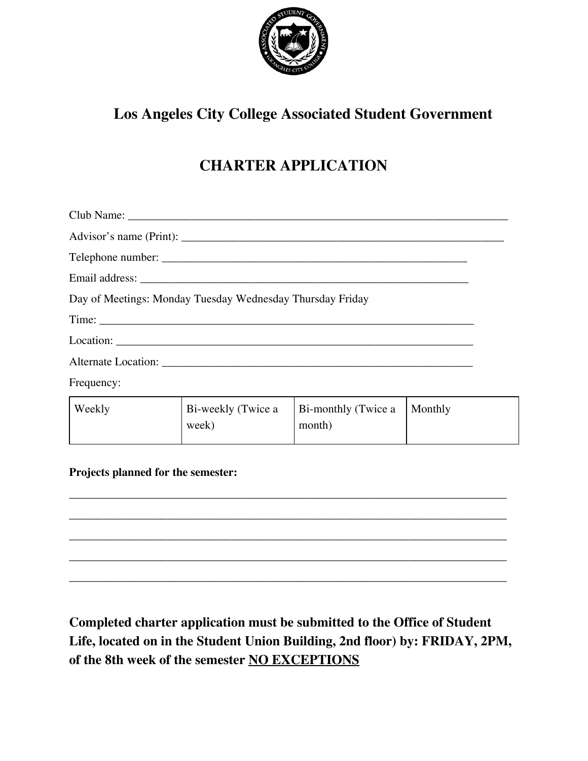## Los Angeles City College Associated Student Government

## CHARTER APPLICATION

Club Name: ______________________________________________________________________

Advisor's name (Print): __________________________________________________________

Telephone number: _____________________________________________________

Email address: _________________________________________________________

Day of Meetings: Monday Tuesday Wednesday Thursday Friday

Time: _________________________________________________________________

Location: ______________________________________________________________

Alternate Location: ______________________________________________________

Frequency:

| Weekly | Bi-weekly (Twice a week) | Bi-monthly (Twice a month) | Monthly |
|---|---|---|---|

**Projects planned for the semester:**

_____________________________________________________________________________

_____________________________________________________________________________

_____________________________________________________________________________

_____________________________________________________________________________

_____________________________________________________________________________

**Completed charter application must be submitted to the Office of Student Life, located on in the Student Union Building, 2nd floor) by: FRIDAY, 2PM, of the 8th week of the semester <u>NO EXCEPTIONS</u>**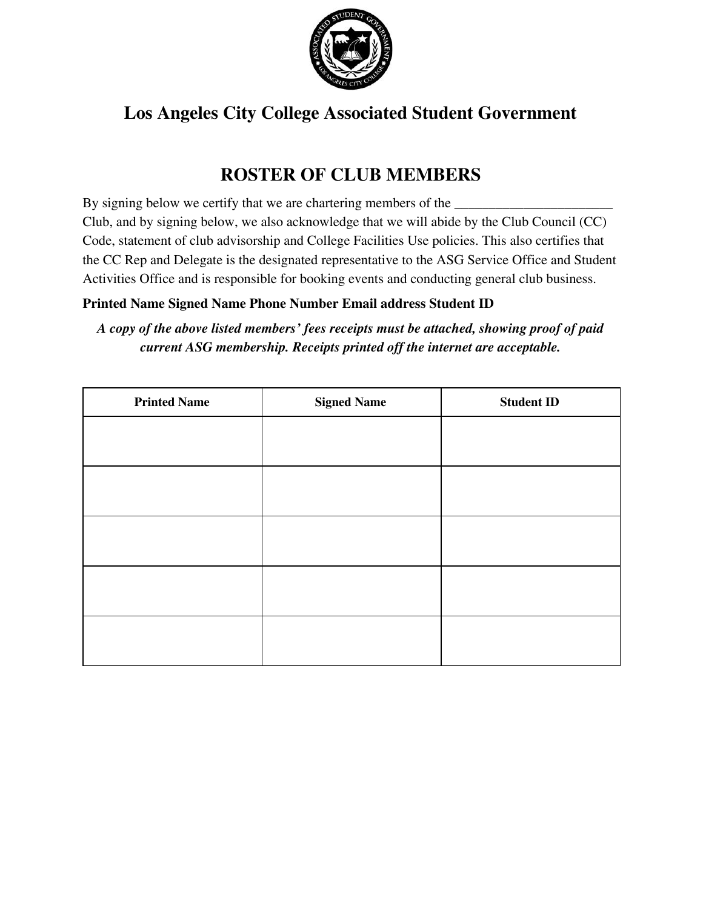## Los Angeles City College Associated Student Government

## ROSTER OF CLUB MEMBERS

By signing below we certify that we are chartering members of the _______________________ Club, and by signing below, we also acknowledge that we will abide by the Club Council (CC) Code, statement of club advisorship and College Facilities Use policies. This also certifies that the CC Rep and Delegate is the designated representative to the ASG Service Office and Student Activities Office and is responsible for booking events and conducting general club business.

**Printed Name Signed Name Phone Number Email address Student ID**

***A copy of the above listed members' fees receipts must be attached, showing proof of paid current ASG membership. Receipts printed off the internet are acceptable.***

| Printed Name | Signed Name | Student ID |
|---|---|---|
| | | |
| | | |
| | | |
| | | |
| | | |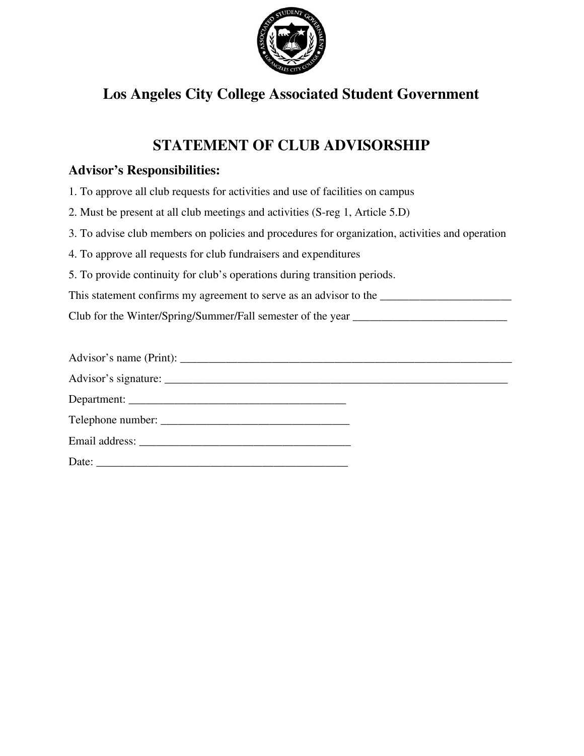# Los Angeles City College Associated Student Government

## STATEMENT OF CLUB ADVISORSHIP

### Advisor's Responsibilities:

1. To approve all club requests for activities and use of facilities on campus
2. Must be present at all club meetings and activities (S-reg 1, Article 5.D)
3. To advise club members on policies and procedures for organization, activities and operation
4. To approve all requests for club fundraisers and expenditures
5. To provide continuity for club's operations during transition periods.

This statement confirms my agreement to serve as an advisor to the _______________________ Club for the Winter/Spring/Summer/Fall semester of the year ___________________________

Advisor's name (Print): ____________________________________________________________

Advisor's signature: _______________________________________________________________

Department: _______________________________________

Telephone number: _________________________________

Email address: _____________________________________

Date: _____________________________________________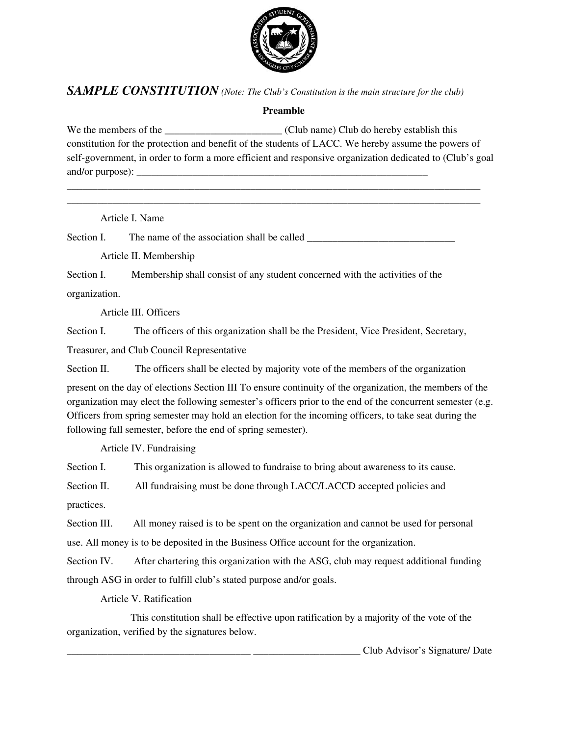## *SAMPLE CONSTITUTION* *(Note: The Club's Constitution is the main structure for the club)*

### Preamble

We the members of the ______________________ (Club name) Club do hereby establish this constitution for the protection and benefit of the students of LACC. We hereby assume the powers of self-government, in order to form a more efficient and responsive organization dedicated to (Club's goal and/or purpose): ________________________________________________________

________________________________________________________________________________

________________________________________________________________________________

Article I. Name

Section I. The name of the association shall be called _____________________________

Article II. Membership

Section I. Membership shall consist of any student concerned with the activities of the organization.

Article III. Officers

Section I. The officers of this organization shall be the President, Vice President, Secretary, Treasurer, and Club Council Representative

Section II. The officers shall be elected by majority vote of the members of the organization present on the day of elections Section III To ensure continuity of the organization, the members of the organization may elect the following semester's officers prior to the end of the concurrent semester (e.g. Officers from spring semester may hold an election for the incoming officers, to take seat during the following fall semester, before the end of spring semester).

Article IV. Fundraising

Section I. This organization is allowed to fundraise to bring about awareness to its cause.

Section II. All fundraising must be done through LACC/LACCD accepted policies and practices.

Section III. All money raised is to be spent on the organization and cannot be used for personal use. All money is to be deposited in the Business Office account for the organization.

Section IV. After chartering this organization with the ASG, club may request additional funding through ASG in order to fulfill club's stated purpose and/or goals.

Article V. Ratification

This constitution shall be effective upon ratification by a majority of the vote of the organization, verified by the signatures below.

___________________________________ ____________________ Club Advisor's Signature/ Date